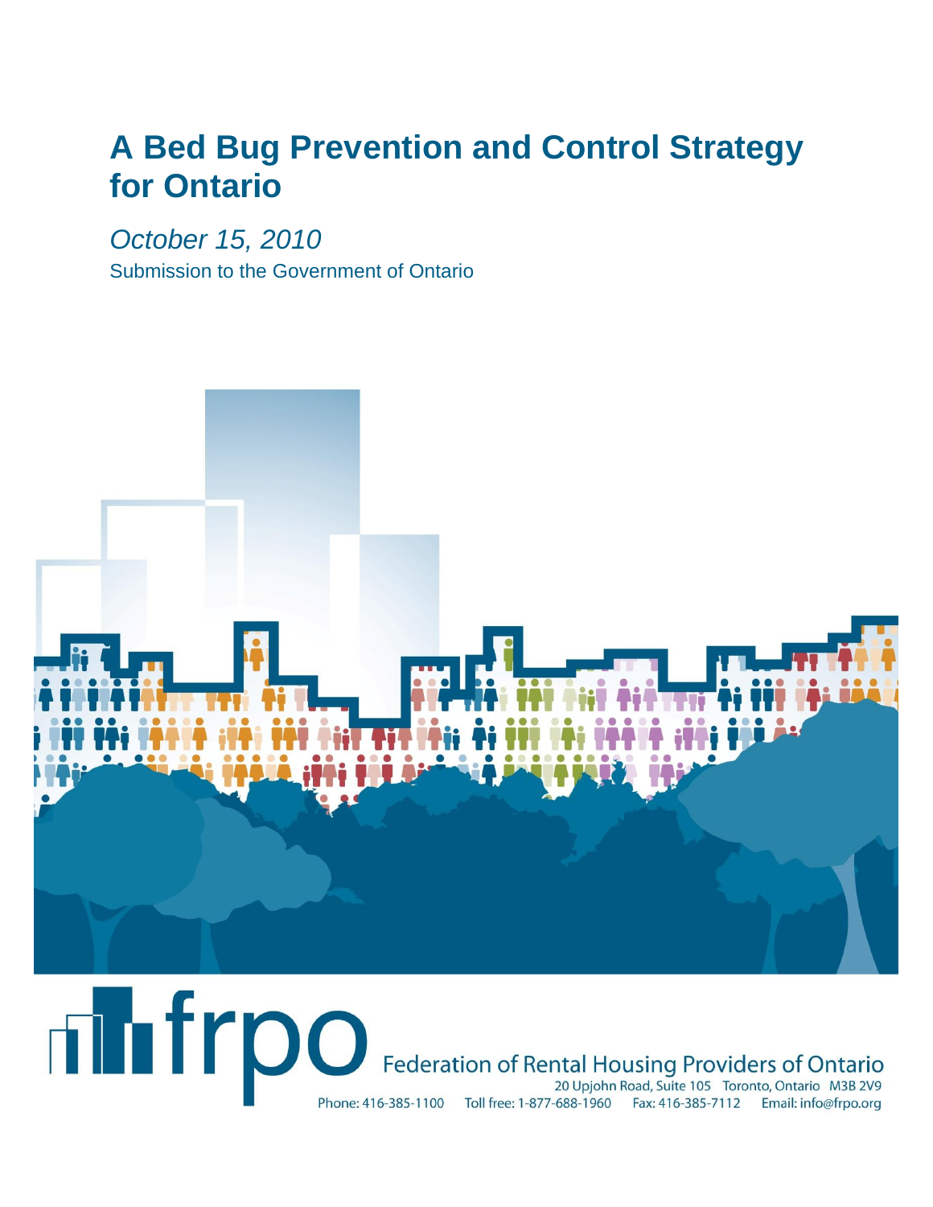# A Bed Bug Prevention and Control Strategy for Ontario

*October 15, 2010*

Submission to the Government of Ontario

frpo

Federation of Rental Housing Providers of Ontario

20 Upjohn Road, Suite 105 Toronto, Ontario M3B 2V9

Phone: 416-385-1100 Toll free: 1-877-688-1960 Fax: 416-385-7112 Email: info@frpo.org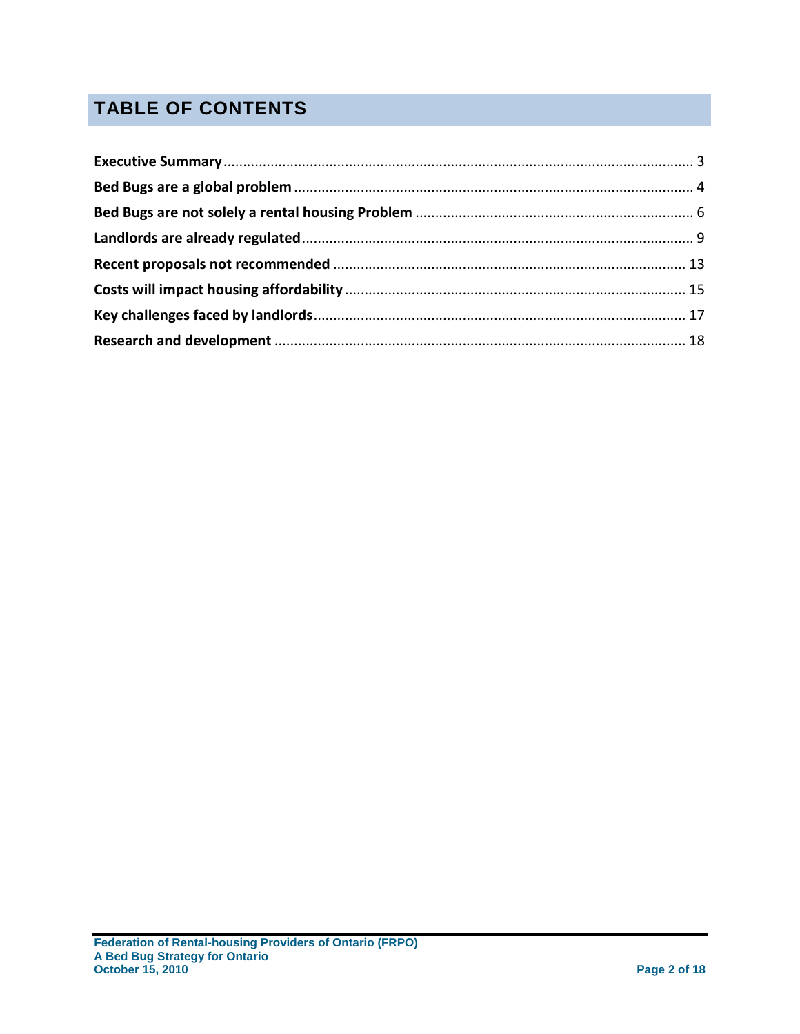# TABLE OF CONTENTS

**Executive Summary** ........................................................................................................................ 3

**Bed Bugs are a global problem** ..................................................................................................... 4

**Bed Bugs are not solely a rental housing Problem** ...................................................................... 6

**Landlords are already regulated** .................................................................................................... 9

**Recent proposals not recommended** ......................................................................................... 13

**Costs will impact housing affordability** ...................................................................................... 15

**Key challenges faced by landlords** .............................................................................................. 17

**Research and development** ......................................................................................................... 18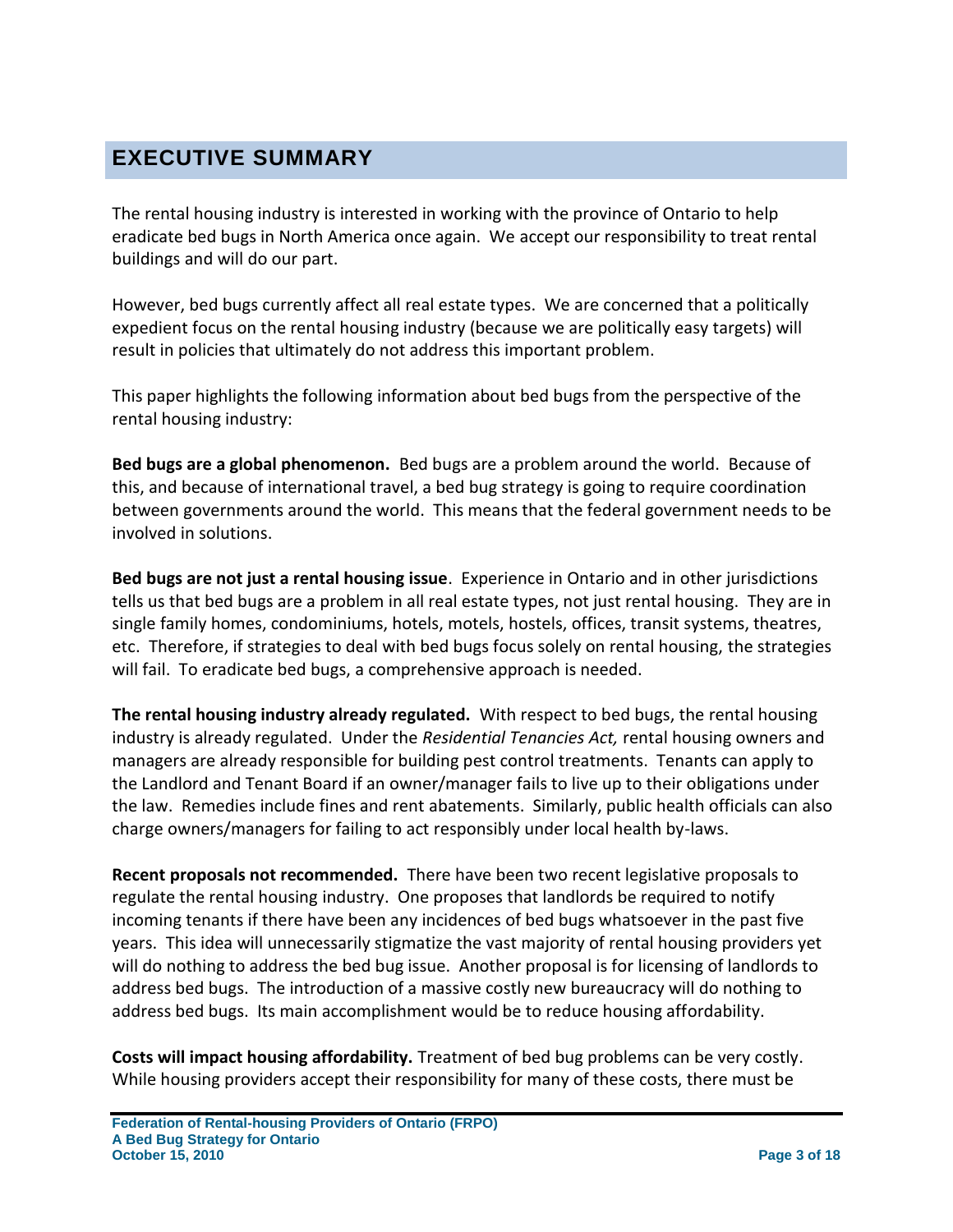## EXECUTIVE SUMMARY

The rental housing industry is interested in working with the province of Ontario to help eradicate bed bugs in North America once again. We accept our responsibility to treat rental buildings and will do our part.

However, bed bugs currently affect all real estate types. We are concerned that a politically expedient focus on the rental housing industry (because we are politically easy targets) will result in policies that ultimately do not address this important problem.

This paper highlights the following information about bed bugs from the perspective of the rental housing industry:

**Bed bugs are a global phenomenon.** Bed bugs are a problem around the world. Because of this, and because of international travel, a bed bug strategy is going to require coordination between governments around the world. This means that the federal government needs to be involved in solutions.

**Bed bugs are not just a rental housing issue**. Experience in Ontario and in other jurisdictions tells us that bed bugs are a problem in all real estate types, not just rental housing. They are in single family homes, condominiums, hotels, motels, hostels, offices, transit systems, theatres, etc. Therefore, if strategies to deal with bed bugs focus solely on rental housing, the strategies will fail. To eradicate bed bugs, a comprehensive approach is needed.

**The rental housing industry already regulated.** With respect to bed bugs, the rental housing industry is already regulated. Under the *Residential Tenancies Act,* rental housing owners and managers are already responsible for building pest control treatments. Tenants can apply to the Landlord and Tenant Board if an owner/manager fails to live up to their obligations under the law. Remedies include fines and rent abatements. Similarly, public health officials can also charge owners/managers for failing to act responsibly under local health by-laws.

**Recent proposals not recommended.** There have been two recent legislative proposals to regulate the rental housing industry. One proposes that landlords be required to notify incoming tenants if there have been any incidences of bed bugs whatsoever in the past five years. This idea will unnecessarily stigmatize the vast majority of rental housing providers yet will do nothing to address the bed bug issue. Another proposal is for licensing of landlords to address bed bugs. The introduction of a massive costly new bureaucracy will do nothing to address bed bugs. Its main accomplishment would be to reduce housing affordability.

**Costs will impact housing affordability.** Treatment of bed bug problems can be very costly. While housing providers accept their responsibility for many of these costs, there must be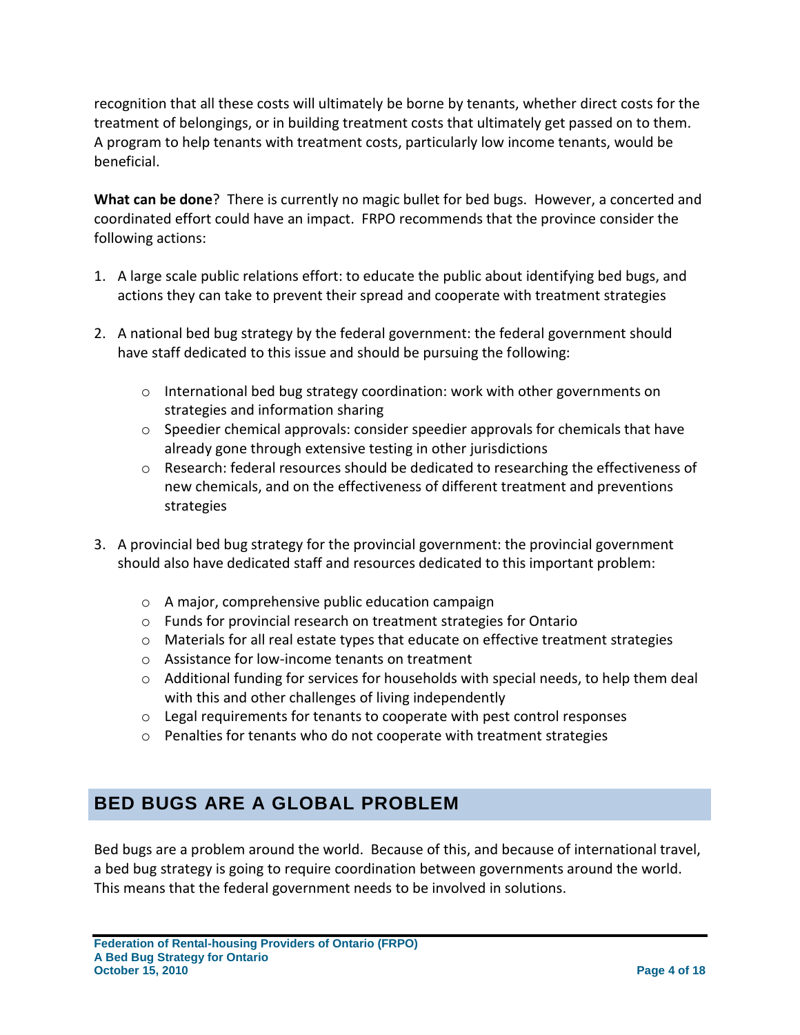recognition that all these costs will ultimately be borne by tenants, whether direct costs for the treatment of belongings, or in building treatment costs that ultimately get passed on to them. A program to help tenants with treatment costs, particularly low income tenants, would be beneficial.

**What can be done**? There is currently no magic bullet for bed bugs. However, a concerted and coordinated effort could have an impact. FRPO recommends that the province consider the following actions:

1. A large scale public relations effort: to educate the public about identifying bed bugs, and actions they can take to prevent their spread and cooperate with treatment strategies

2. A national bed bug strategy by the federal government: the federal government should have staff dedicated to this issue and should be pursuing the following:

   - International bed bug strategy coordination: work with other governments on strategies and information sharing
   - Speedier chemical approvals: consider speedier approvals for chemicals that have already gone through extensive testing in other jurisdictions
   - Research: federal resources should be dedicated to researching the effectiveness of new chemicals, and on the effectiveness of different treatment and preventions strategies

3. A provincial bed bug strategy for the provincial government: the provincial government should also have dedicated staff and resources dedicated to this important problem:

   - A major, comprehensive public education campaign
   - Funds for provincial research on treatment strategies for Ontario
   - Materials for all real estate types that educate on effective treatment strategies
   - Assistance for low-income tenants on treatment
   - Additional funding for services for households with special needs, to help them deal with this and other challenges of living independently
   - Legal requirements for tenants to cooperate with pest control responses
   - Penalties for tenants who do not cooperate with treatment strategies

## BED BUGS ARE A GLOBAL PROBLEM

Bed bugs are a problem around the world. Because of this, and because of international travel, a bed bug strategy is going to require coordination between governments around the world. This means that the federal government needs to be involved in solutions.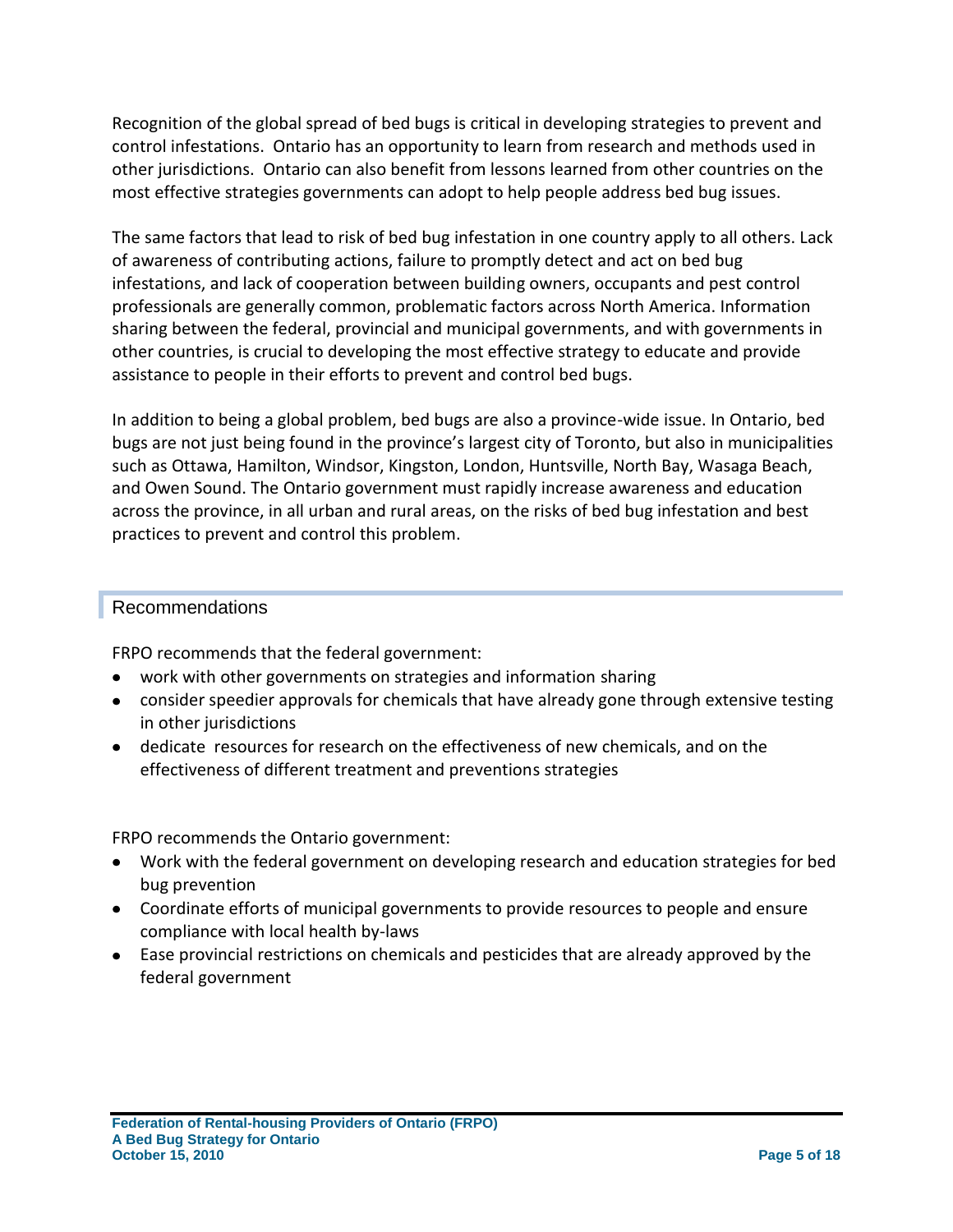Recognition of the global spread of bed bugs is critical in developing strategies to prevent and control infestations. Ontario has an opportunity to learn from research and methods used in other jurisdictions. Ontario can also benefit from lessons learned from other countries on the most effective strategies governments can adopt to help people address bed bug issues.

The same factors that lead to risk of bed bug infestation in one country apply to all others. Lack of awareness of contributing actions, failure to promptly detect and act on bed bug infestations, and lack of cooperation between building owners, occupants and pest control professionals are generally common, problematic factors across North America. Information sharing between the federal, provincial and municipal governments, and with governments in other countries, is crucial to developing the most effective strategy to educate and provide assistance to people in their efforts to prevent and control bed bugs.

In addition to being a global problem, bed bugs are also a province-wide issue. In Ontario, bed bugs are not just being found in the province's largest city of Toronto, but also in municipalities such as Ottawa, Hamilton, Windsor, Kingston, London, Huntsville, North Bay, Wasaga Beach, and Owen Sound. The Ontario government must rapidly increase awareness and education across the province, in all urban and rural areas, on the risks of bed bug infestation and best practices to prevent and control this problem.

## Recommendations

FRPO recommends that the federal government:

- work with other governments on strategies and information sharing
- consider speedier approvals for chemicals that have already gone through extensive testing in other jurisdictions
- dedicate resources for research on the effectiveness of new chemicals, and on the effectiveness of different treatment and preventions strategies

FRPO recommends the Ontario government:

- Work with the federal government on developing research and education strategies for bed bug prevention
- Coordinate efforts of municipal governments to provide resources to people and ensure compliance with local health by-laws
- Ease provincial restrictions on chemicals and pesticides that are already approved by the federal government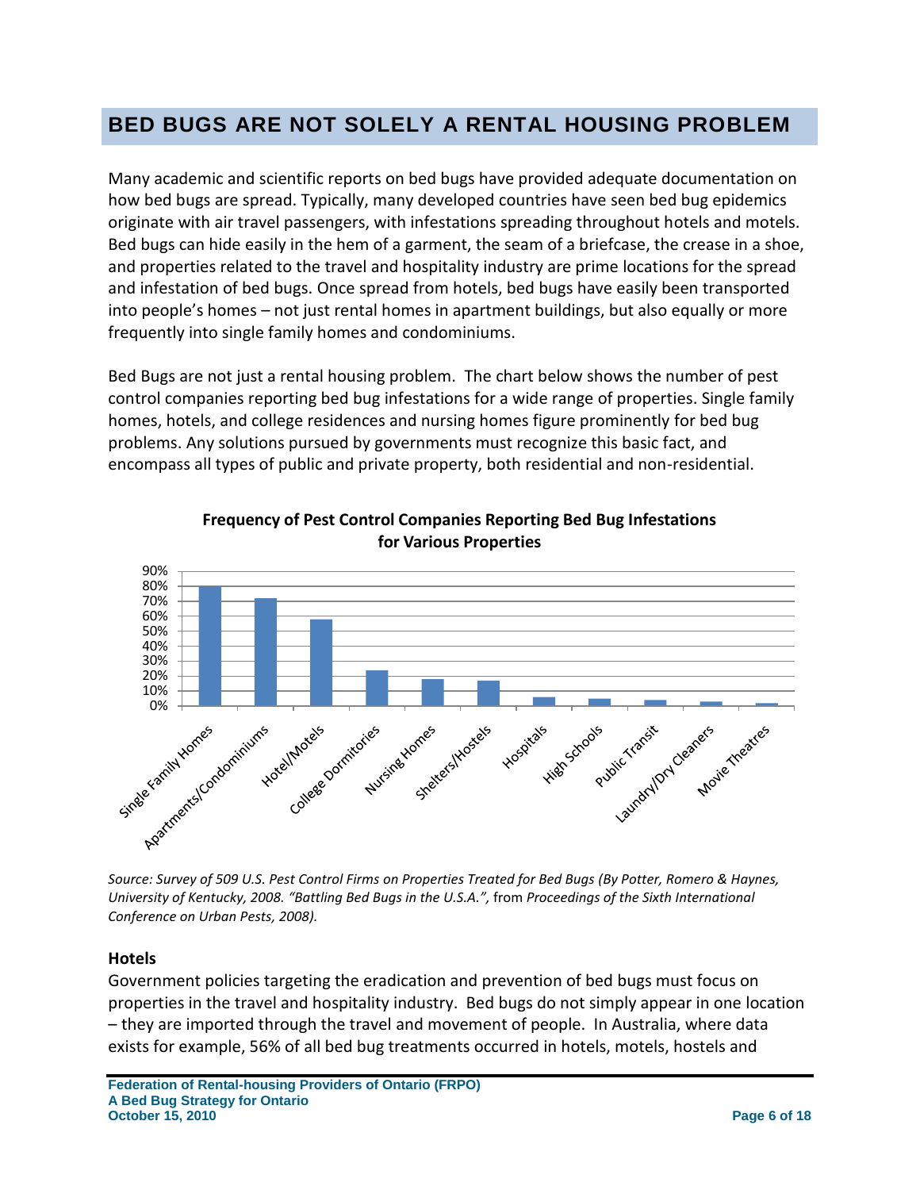## BED BUGS ARE NOT SOLELY A RENTAL HOUSING PROBLEM

Many academic and scientific reports on bed bugs have provided adequate documentation on how bed bugs are spread. Typically, many developed countries have seen bed bug epidemics originate with air travel passengers, with infestations spreading throughout hotels and motels. Bed bugs can hide easily in the hem of a garment, the seam of a briefcase, the crease in a shoe, and properties related to the travel and hospitality industry are prime locations for the spread and infestation of bed bugs. Once spread from hotels, bed bugs have easily been transported into people's homes – not just rental homes in apartment buildings, but also equally or more frequently into single family homes and condominiums.

Bed Bugs are not just a rental housing problem. The chart below shows the number of pest control companies reporting bed bug infestations for a wide range of properties. Single family homes, hotels, and college residences and nursing homes figure prominently for bed bug problems. Any solutions pursued by governments must recognize this basic fact, and encompass all types of public and private property, both residential and non-residential.

**Frequency of Pest Control Companies Reporting Bed Bug Infestations for Various Properties**

| Property | Approx. % |
|---|---|
| Single Family Homes | 80% |
| Apartments/Condominiums | 72% |
| Hotel/Motels | 58% |
| College Dormitories | 24% |
| Nursing Homes | 18% |
| Shelters/Hostels | 17% |
| Hospitals | 6% |
| High Schools | 5% |
| Public Transit | 4% |
| Laundry/Dry Cleaners | 3% |
| Movie Theatres | 2% |

*Source: Survey of 509 U.S. Pest Control Firms on Properties Treated for Bed Bugs (By Potter, Romero & Haynes, University of Kentucky, 2008. "Battling Bed Bugs in the U.S.A.",* from *Proceedings of the Sixth International Conference on Urban Pests, 2008).*

### Hotels

Government policies targeting the eradication and prevention of bed bugs must focus on properties in the travel and hospitality industry. Bed bugs do not simply appear in one location – they are imported through the travel and movement of people. In Australia, where data exists for example, 56% of all bed bug treatments occurred in hotels, motels, hostels and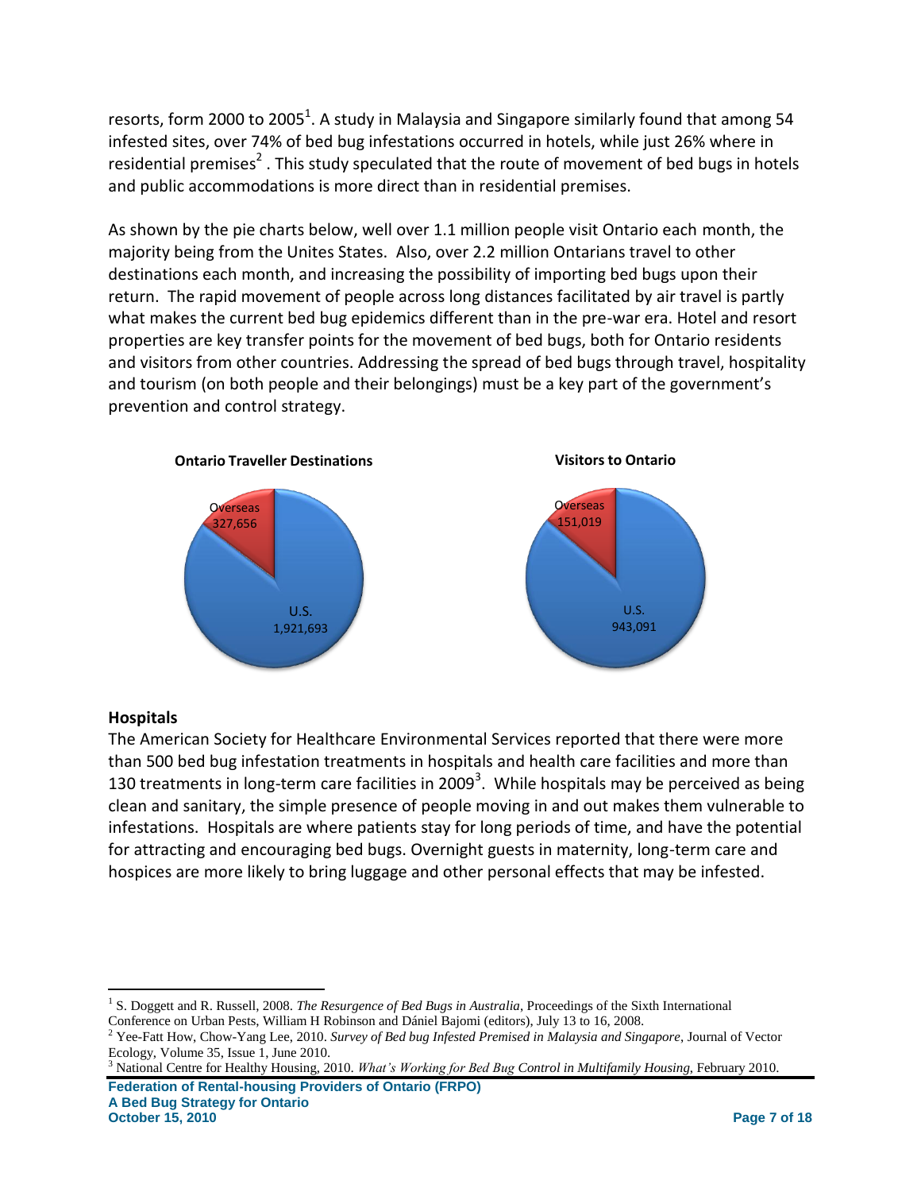resorts, form 2000 to 2005[1]. A study in Malaysia and Singapore similarly found that among 54 infested sites, over 74% of bed bug infestations occurred in hotels, while just 26% where in residential premises[2] . This study speculated that the route of movement of bed bugs in hotels and public accommodations is more direct than in residential premises.

As shown by the pie charts below, well over 1.1 million people visit Ontario each month, the majority being from the Unites States. Also, over 2.2 million Ontarians travel to other destinations each month, and increasing the possibility of importing bed bugs upon their return. The rapid movement of people across long distances facilitated by air travel is partly what makes the current bed bug epidemics different than in the pre-war era. Hotel and resort properties are key transfer points for the movement of bed bugs, both for Ontario residents and visitors from other countries. Addressing the spread of bed bugs through travel, hospitality and tourism (on both people and their belongings) must be a key part of the government's prevention and control strategy.

**Ontario Traveller Destinations**

Overseas 327,656

U.S. 1,921,693

**Visitors to Ontario**

Overseas 151,019

U.S. 943,091

### Hospitals

The American Society for Healthcare Environmental Services reported that there were more than 500 bed bug infestation treatments in hospitals and health care facilities and more than 130 treatments in long-term care facilities in 2009[3]. While hospitals may be perceived as being clean and sanitary, the simple presence of people moving in and out makes them vulnerable to infestations. Hospitals are where patients stay for long periods of time, and have the potential for attracting and encouraging bed bugs. Overnight guests in maternity, long-term care and hospices are more likely to bring luggage and other personal effects that may be infested.

---

[1] S. Doggett and R. Russell, 2008. *The Resurgence of Bed Bugs in Australia*, Proceedings of the Sixth International Conference on Urban Pests, William H Robinson and Dániel Bajomi (editors), July 13 to 16, 2008.

[2] Yee-Fatt How, Chow-Yang Lee, 2010. *Survey of Bed bug Infested Premised in Malaysia and Singapore*, Journal of Vector Ecology, Volume 35, Issue 1, June 2010.

[3] National Centre for Healthy Housing, 2010. *What's Working for Bed Bug Control in Multifamily Housing*, February 2010.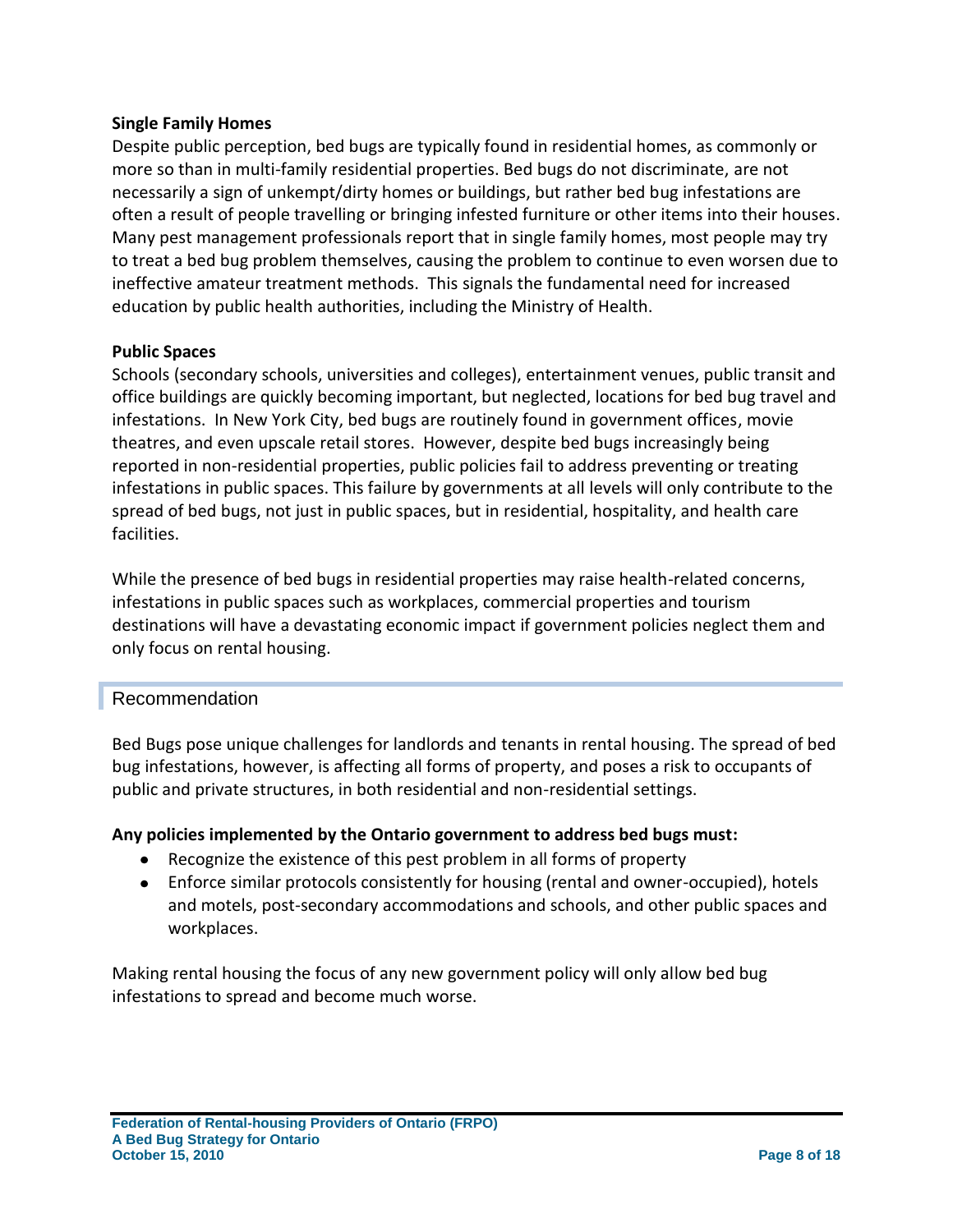**Single Family Homes**

Despite public perception, bed bugs are typically found in residential homes, as commonly or more so than in multi-family residential properties. Bed bugs do not discriminate, are not necessarily a sign of unkempt/dirty homes or buildings, but rather bed bug infestations are often a result of people travelling or bringing infested furniture or other items into their houses. Many pest management professionals report that in single family homes, most people may try to treat a bed bug problem themselves, causing the problem to continue to even worsen due to ineffective amateur treatment methods. This signals the fundamental need for increased education by public health authorities, including the Ministry of Health.

**Public Spaces**

Schools (secondary schools, universities and colleges), entertainment venues, public transit and office buildings are quickly becoming important, but neglected, locations for bed bug travel and infestations. In New York City, bed bugs are routinely found in government offices, movie theatres, and even upscale retail stores. However, despite bed bugs increasingly being reported in non-residential properties, public policies fail to address preventing or treating infestations in public spaces. This failure by governments at all levels will only contribute to the spread of bed bugs, not just in public spaces, but in residential, hospitality, and health care facilities.

While the presence of bed bugs in residential properties may raise health-related concerns, infestations in public spaces such as workplaces, commercial properties and tourism destinations will have a devastating economic impact if government policies neglect them and only focus on rental housing.

## Recommendation

Bed Bugs pose unique challenges for landlords and tenants in rental housing. The spread of bed bug infestations, however, is affecting all forms of property, and poses a risk to occupants of public and private structures, in both residential and non-residential settings.

**Any policies implemented by the Ontario government to address bed bugs must:**

- Recognize the existence of this pest problem in all forms of property
- Enforce similar protocols consistently for housing (rental and owner-occupied), hotels and motels, post-secondary accommodations and schools, and other public spaces and workplaces.

Making rental housing the focus of any new government policy will only allow bed bug infestations to spread and become much worse.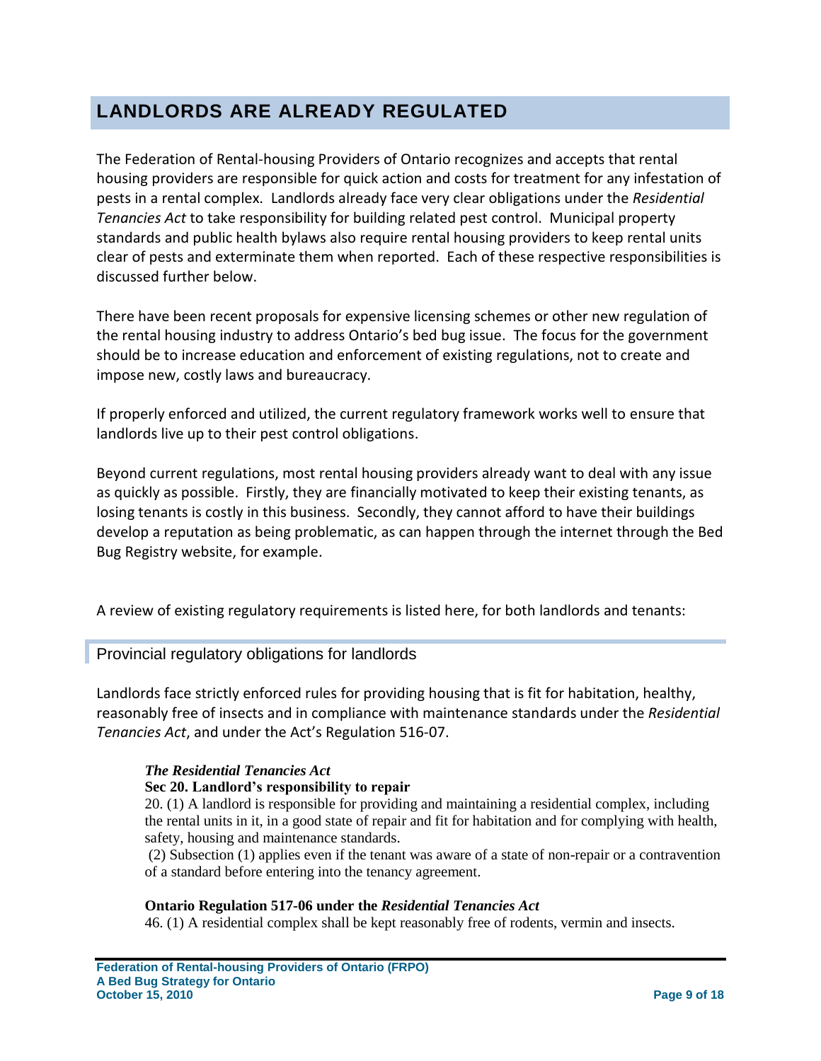# LANDLORDS ARE ALREADY REGULATED

The Federation of Rental-housing Providers of Ontario recognizes and accepts that rental housing providers are responsible for quick action and costs for treatment for any infestation of pests in a rental complex. Landlords already face very clear obligations under the *Residential Tenancies Act* to take responsibility for building related pest control. Municipal property standards and public health bylaws also require rental housing providers to keep rental units clear of pests and exterminate them when reported. Each of these respective responsibilities is discussed further below.

There have been recent proposals for expensive licensing schemes or other new regulation of the rental housing industry to address Ontario's bed bug issue. The focus for the government should be to increase education and enforcement of existing regulations, not to create and impose new, costly laws and bureaucracy.

If properly enforced and utilized, the current regulatory framework works well to ensure that landlords live up to their pest control obligations.

Beyond current regulations, most rental housing providers already want to deal with any issue as quickly as possible. Firstly, they are financially motivated to keep their existing tenants, as losing tenants is costly in this business. Secondly, they cannot afford to have their buildings develop a reputation as being problematic, as can happen through the internet through the Bed Bug Registry website, for example.

A review of existing regulatory requirements is listed here, for both landlords and tenants:

## Provincial regulatory obligations for landlords

Landlords face strictly enforced rules for providing housing that is fit for habitation, healthy, reasonably free of insects and in compliance with maintenance standards under the *Residential Tenancies Act*, and under the Act's Regulation 516-07.

> ***The Residential Tenancies Act***
> **Sec 20. Landlord's responsibility to repair**
> 20. (1) A landlord is responsible for providing and maintaining a residential complex, including the rental units in it, in a good state of repair and fit for habitation and for complying with health, safety, housing and maintenance standards.
> (2) Subsection (1) applies even if the tenant was aware of a state of non-repair or a contravention of a standard before entering into the tenancy agreement.
>
> **Ontario Regulation 517-06 under the *Residential Tenancies Act***
> 46. (1) A residential complex shall be kept reasonably free of rodents, vermin and insects.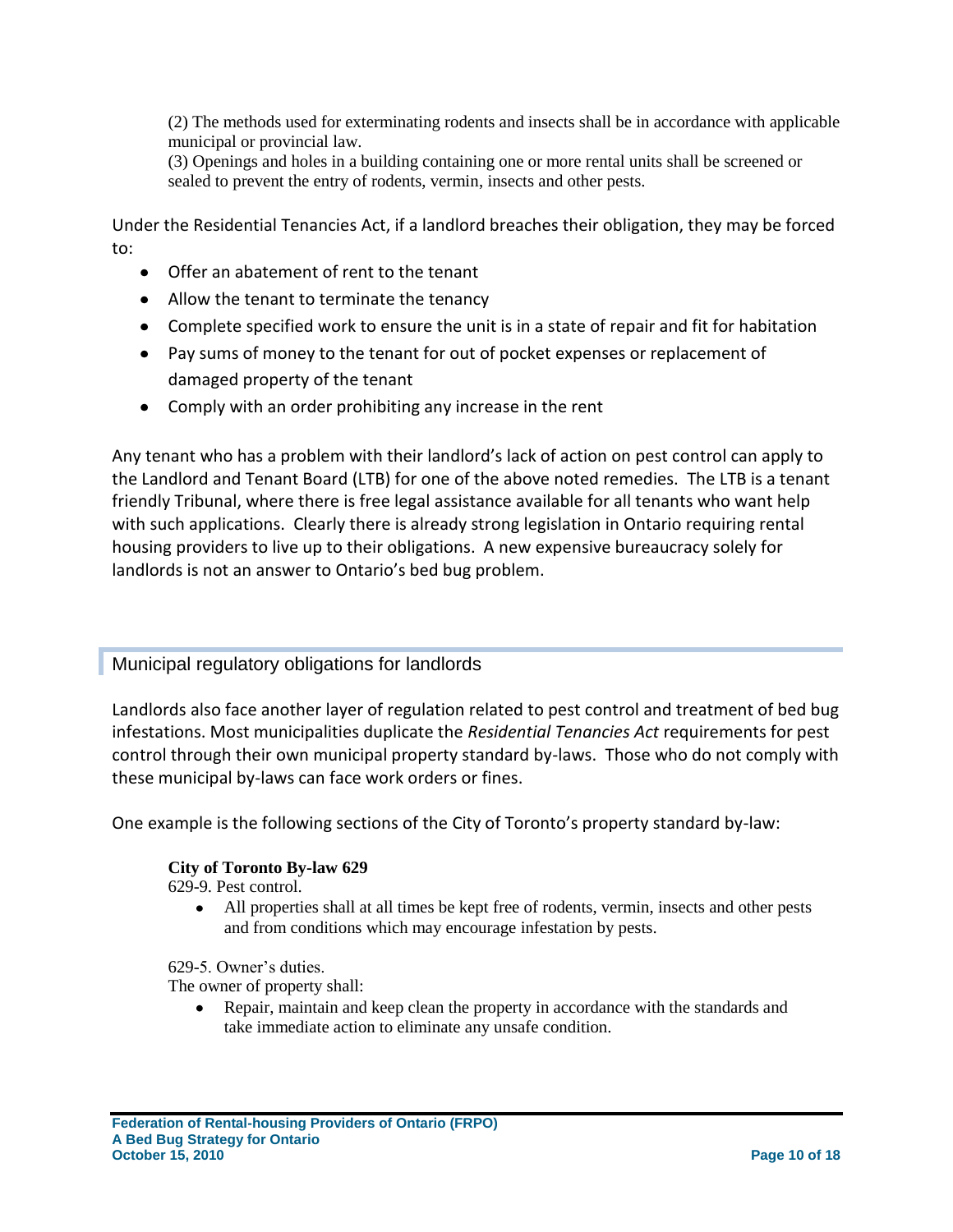(2) The methods used for exterminating rodents and insects shall be in accordance with applicable municipal or provincial law.
(3) Openings and holes in a building containing one or more rental units shall be screened or sealed to prevent the entry of rodents, vermin, insects and other pests.

Under the Residential Tenancies Act, if a landlord breaches their obligation, they may be forced to:

- Offer an abatement of rent to the tenant
- Allow the tenant to terminate the tenancy
- Complete specified work to ensure the unit is in a state of repair and fit for habitation
- Pay sums of money to the tenant for out of pocket expenses or replacement of damaged property of the tenant
- Comply with an order prohibiting any increase in the rent

Any tenant who has a problem with their landlord's lack of action on pest control can apply to the Landlord and Tenant Board (LTB) for one of the above noted remedies. The LTB is a tenant friendly Tribunal, where there is free legal assistance available for all tenants who want help with such applications. Clearly there is already strong legislation in Ontario requiring rental housing providers to live up to their obligations. A new expensive bureaucracy solely for landlords is not an answer to Ontario's bed bug problem.

## Municipal regulatory obligations for landlords

Landlords also face another layer of regulation related to pest control and treatment of bed bug infestations. Most municipalities duplicate the *Residential Tenancies Act* requirements for pest control through their own municipal property standard by-laws. Those who do not comply with these municipal by-laws can face work orders or fines.

One example is the following sections of the City of Toronto's property standard by-law:

**City of Toronto By-law 629**
629-9. Pest control.

- All properties shall at all times be kept free of rodents, vermin, insects and other pests and from conditions which may encourage infestation by pests.

629-5. Owner's duties.
The owner of property shall:

- Repair, maintain and keep clean the property in accordance with the standards and take immediate action to eliminate any unsafe condition.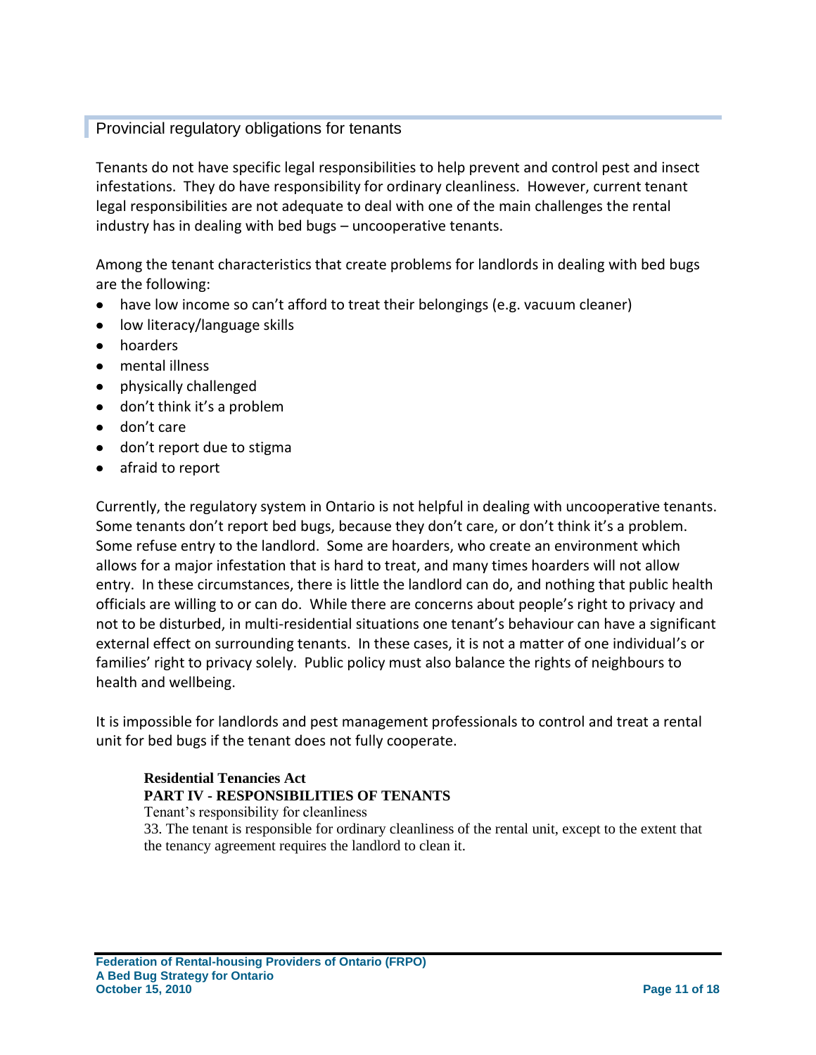## Provincial regulatory obligations for tenants

Tenants do not have specific legal responsibilities to help prevent and control pest and insect infestations. They do have responsibility for ordinary cleanliness. However, current tenant legal responsibilities are not adequate to deal with one of the main challenges the rental industry has in dealing with bed bugs – uncooperative tenants.

Among the tenant characteristics that create problems for landlords in dealing with bed bugs are the following:

- have low income so can't afford to treat their belongings (e.g. vacuum cleaner)
- low literacy/language skills
- hoarders
- mental illness
- physically challenged
- don't think it's a problem
- don't care
- don't report due to stigma
- afraid to report

Currently, the regulatory system in Ontario is not helpful in dealing with uncooperative tenants. Some tenants don't report bed bugs, because they don't care, or don't think it's a problem. Some refuse entry to the landlord. Some are hoarders, who create an environment which allows for a major infestation that is hard to treat, and many times hoarders will not allow entry. In these circumstances, there is little the landlord can do, and nothing that public health officials are willing to or can do. While there are concerns about people's right to privacy and not to be disturbed, in multi-residential situations one tenant's behaviour can have a significant external effect on surrounding tenants. In these cases, it is not a matter of one individual's or families' right to privacy solely. Public policy must also balance the rights of neighbours to health and wellbeing.

It is impossible for landlords and pest management professionals to control and treat a rental unit for bed bugs if the tenant does not fully cooperate.

> **Residential Tenancies Act**
> **PART IV - RESPONSIBILITIES OF TENANTS**
> Tenant's responsibility for cleanliness
> 33. The tenant is responsible for ordinary cleanliness of the rental unit, except to the extent that the tenancy agreement requires the landlord to clean it.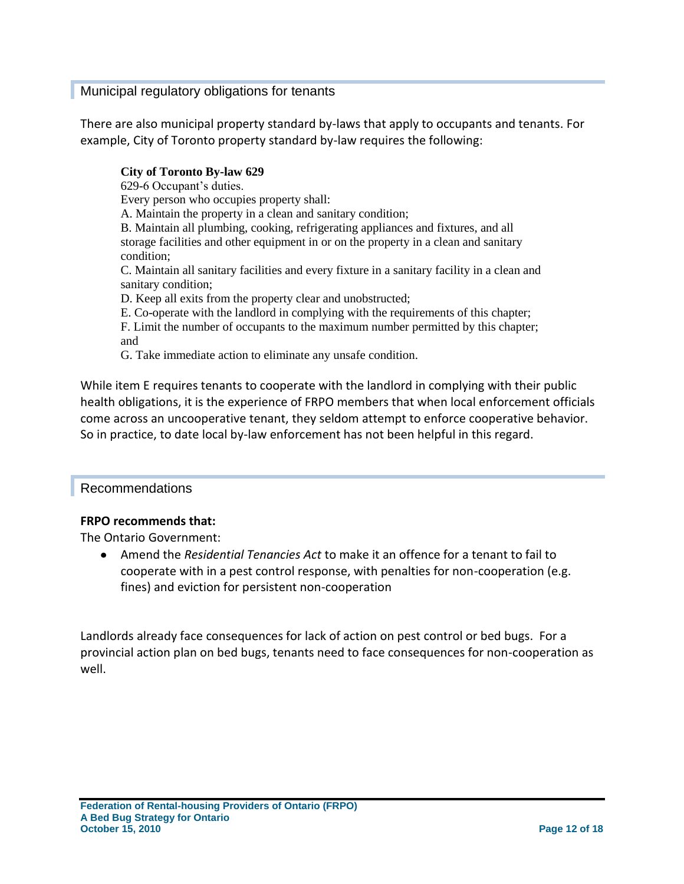## Municipal regulatory obligations for tenants

There are also municipal property standard by-laws that apply to occupants and tenants. For example, City of Toronto property standard by-law requires the following:

> **City of Toronto By-law 629**
> 629-6 Occupant's duties.
> Every person who occupies property shall:
> A. Maintain the property in a clean and sanitary condition;
> B. Maintain all plumbing, cooking, refrigerating appliances and fixtures, and all storage facilities and other equipment in or on the property in a clean and sanitary condition;
> C. Maintain all sanitary facilities and every fixture in a sanitary facility in a clean and sanitary condition;
> D. Keep all exits from the property clear and unobstructed;
> E. Co-operate with the landlord in complying with the requirements of this chapter;
> F. Limit the number of occupants to the maximum number permitted by this chapter; and
> G. Take immediate action to eliminate any unsafe condition.

While item E requires tenants to cooperate with the landlord in complying with their public health obligations, it is the experience of FRPO members that when local enforcement officials come across an uncooperative tenant, they seldom attempt to enforce cooperative behavior. So in practice, to date local by-law enforcement has not been helpful in this regard.

## Recommendations

**FRPO recommends that:**

The Ontario Government:

- Amend the *Residential Tenancies Act* to make it an offence for a tenant to fail to cooperate with in a pest control response, with penalties for non-cooperation (e.g. fines) and eviction for persistent non-cooperation

Landlords already face consequences for lack of action on pest control or bed bugs. For a provincial action plan on bed bugs, tenants need to face consequences for non-cooperation as well.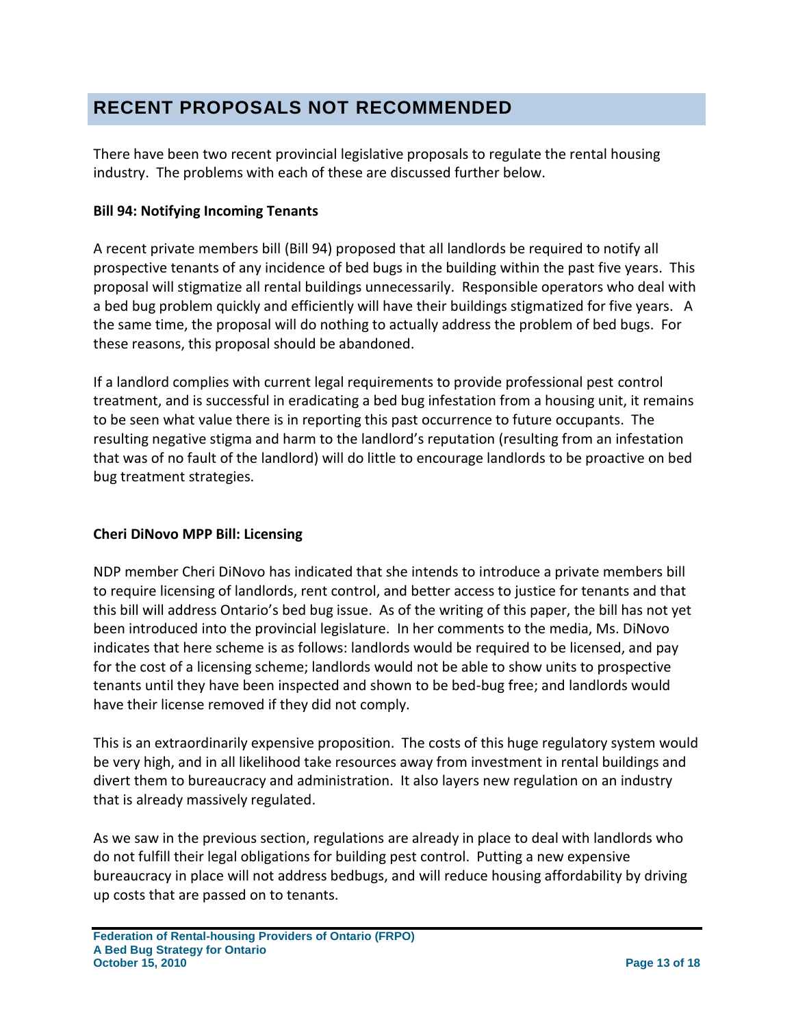## RECENT PROPOSALS NOT RECOMMENDED

There have been two recent provincial legislative proposals to regulate the rental housing industry. The problems with each of these are discussed further below.

**Bill 94: Notifying Incoming Tenants**

A recent private members bill (Bill 94) proposed that all landlords be required to notify all prospective tenants of any incidence of bed bugs in the building within the past five years. This proposal will stigmatize all rental buildings unnecessarily. Responsible operators who deal with a bed bug problem quickly and efficiently will have their buildings stigmatized for five years. A the same time, the proposal will do nothing to actually address the problem of bed bugs. For these reasons, this proposal should be abandoned.

If a landlord complies with current legal requirements to provide professional pest control treatment, and is successful in eradicating a bed bug infestation from a housing unit, it remains to be seen what value there is in reporting this past occurrence to future occupants. The resulting negative stigma and harm to the landlord's reputation (resulting from an infestation that was of no fault of the landlord) will do little to encourage landlords to be proactive on bed bug treatment strategies.

**Cheri DiNovo MPP Bill: Licensing**

NDP member Cheri DiNovo has indicated that she intends to introduce a private members bill to require licensing of landlords, rent control, and better access to justice for tenants and that this bill will address Ontario's bed bug issue. As of the writing of this paper, the bill has not yet been introduced into the provincial legislature. In her comments to the media, Ms. DiNovo indicates that here scheme is as follows: landlords would be required to be licensed, and pay for the cost of a licensing scheme; landlords would not be able to show units to prospective tenants until they have been inspected and shown to be bed-bug free; and landlords would have their license removed if they did not comply.

This is an extraordinarily expensive proposition. The costs of this huge regulatory system would be very high, and in all likelihood take resources away from investment in rental buildings and divert them to bureaucracy and administration. It also layers new regulation on an industry that is already massively regulated.

As we saw in the previous section, regulations are already in place to deal with landlords who do not fulfill their legal obligations for building pest control. Putting a new expensive bureaucracy in place will not address bedbugs, and will reduce housing affordability by driving up costs that are passed on to tenants.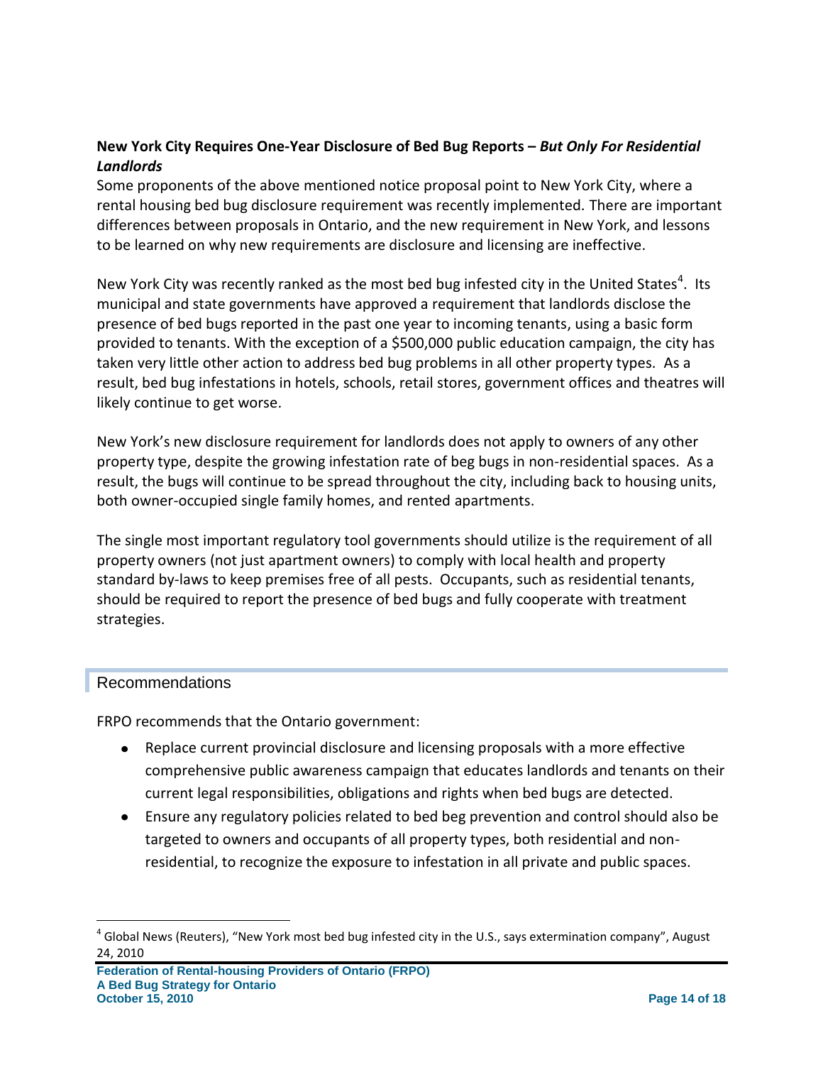**New York City Requires One-Year Disclosure of Bed Bug Reports – *But Only For Residential Landlords***

Some proponents of the above mentioned notice proposal point to New York City, where a rental housing bed bug disclosure requirement was recently implemented. There are important differences between proposals in Ontario, and the new requirement in New York, and lessons to be learned on why new requirements are disclosure and licensing are ineffective.

New York City was recently ranked as the most bed bug infested city in the United States[4]. Its municipal and state governments have approved a requirement that landlords disclose the presence of bed bugs reported in the past one year to incoming tenants, using a basic form provided to tenants. With the exception of a $500,000 public education campaign, the city has taken very little other action to address bed bug problems in all other property types. As a result, bed bug infestations in hotels, schools, retail stores, government offices and theatres will likely continue to get worse.

New York's new disclosure requirement for landlords does not apply to owners of any other property type, despite the growing infestation rate of beg bugs in non-residential spaces. As a result, the bugs will continue to be spread throughout the city, including back to housing units, both owner-occupied single family homes, and rented apartments.

The single most important regulatory tool governments should utilize is the requirement of all property owners (not just apartment owners) to comply with local health and property standard by-laws to keep premises free of all pests. Occupants, such as residential tenants, should be required to report the presence of bed bugs and fully cooperate with treatment strategies.

## Recommendations

FRPO recommends that the Ontario government:

- Replace current provincial disclosure and licensing proposals with a more effective comprehensive public awareness campaign that educates landlords and tenants on their current legal responsibilities, obligations and rights when bed bugs are detected.
- Ensure any regulatory policies related to bed beg prevention and control should also be targeted to owners and occupants of all property types, both residential and non-residential, to recognize the exposure to infestation in all private and public spaces.

[4] Global News (Reuters), "New York most bed bug infested city in the U.S., says extermination company", August 24, 2010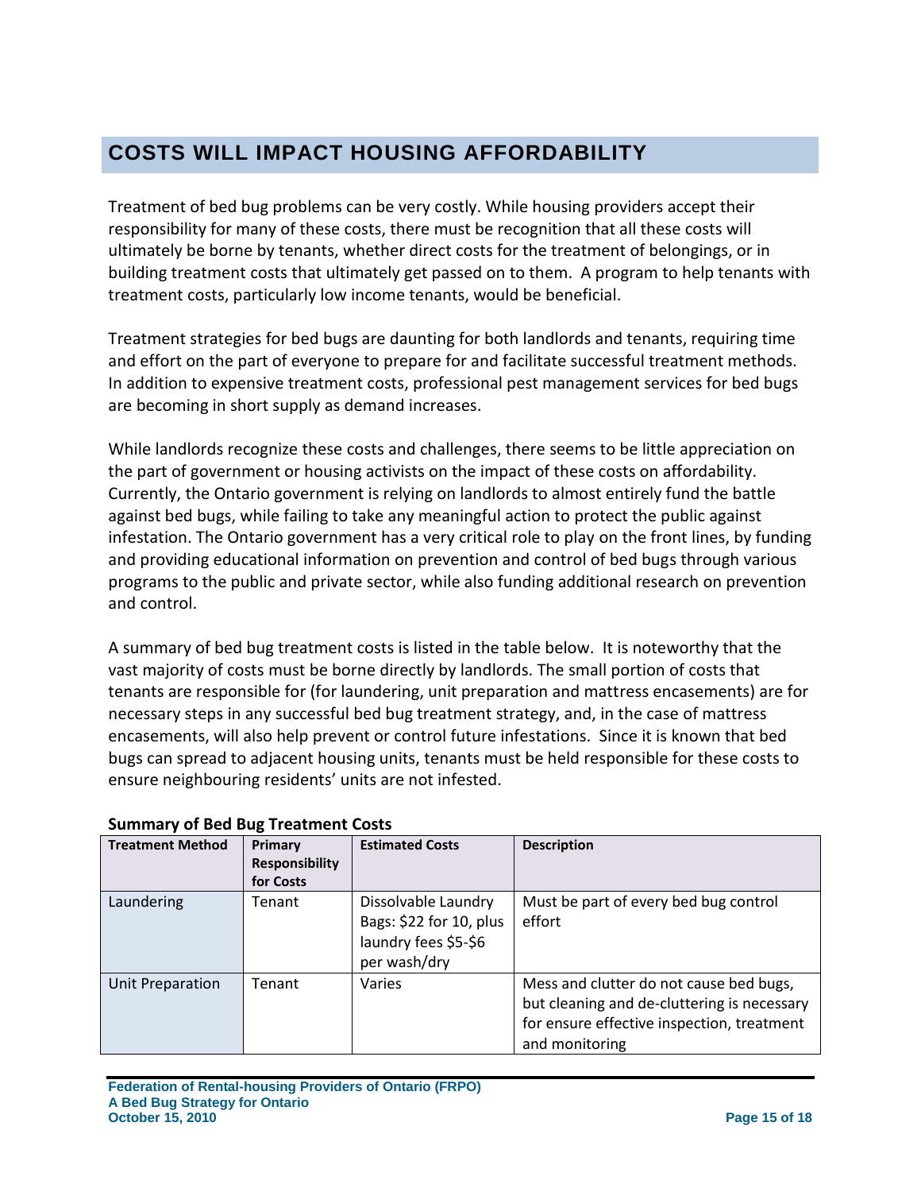## COSTS WILL IMPACT HOUSING AFFORDABILITY

Treatment of bed bug problems can be very costly. While housing providers accept their responsibility for many of these costs, there must be recognition that all these costs will ultimately be borne by tenants, whether direct costs for the treatment of belongings, or in building treatment costs that ultimately get passed on to them. A program to help tenants with treatment costs, particularly low income tenants, would be beneficial.

Treatment strategies for bed bugs are daunting for both landlords and tenants, requiring time and effort on the part of everyone to prepare for and facilitate successful treatment methods. In addition to expensive treatment costs, professional pest management services for bed bugs are becoming in short supply as demand increases.

While landlords recognize these costs and challenges, there seems to be little appreciation on the part of government or housing activists on the impact of these costs on affordability. Currently, the Ontario government is relying on landlords to almost entirely fund the battle against bed bugs, while failing to take any meaningful action to protect the public against infestation. The Ontario government has a very critical role to play on the front lines, by funding and providing educational information on prevention and control of bed bugs through various programs to the public and private sector, while also funding additional research on prevention and control.

A summary of bed bug treatment costs is listed in the table below. It is noteworthy that the vast majority of costs must be borne directly by landlords. The small portion of costs that tenants are responsible for (for laundering, unit preparation and mattress encasements) are for necessary steps in any successful bed bug treatment strategy, and, in the case of mattress encasements, will also help prevent or control future infestations. Since it is known that bed bugs can spread to adjacent housing units, tenants must be held responsible for these costs to ensure neighbouring residents' units are not infested.

**Summary of Bed Bug Treatment Costs**

| Treatment Method | Primary Responsibility for Costs | Estimated Costs | Description |
|---|---|---|---|
| Laundering | Tenant | Dissolvable Laundry Bags: $22 for 10, plus laundry fees $5-$6 per wash/dry | Must be part of every bed bug control effort |
| Unit Preparation | Tenant | Varies | Mess and clutter do not cause bed bugs, but cleaning and de-cluttering is necessary for ensure effective inspection, treatment and monitoring |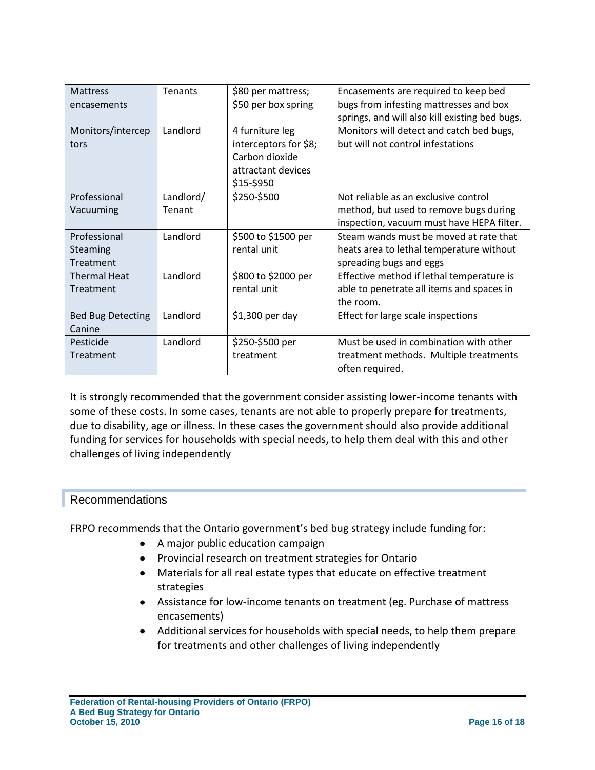| Mattress encasements | Tenants | \$80 per mattress; \$50 per box spring | Encasements are required to keep bed bugs from infesting mattresses and box springs, and will also kill existing bed bugs. |
|---|---|---|---|
| Monitors/interceptors | Landlord | 4 furniture leg interceptors for \$8; Carbon dioxide attractant devices \$15-\$950 | Monitors will detect and catch bed bugs, but will not control infestations |
| Professional Vacuuming | Landlord/ Tenant | \$250-\$500 | Not reliable as an exclusive control method, but used to remove bugs during inspection, vacuum must have HEPA filter. |
| Professional Steaming Treatment | Landlord | \$500 to \$1500 per rental unit | Steam wands must be moved at rate that heats area to lethal temperature without spreading bugs and eggs |
| Thermal Heat Treatment | Landlord | \$800 to \$2000 per rental unit | Effective method if lethal temperature is able to penetrate all items and spaces in the room. |
| Bed Bug Detecting Canine | Landlord | \$1,300 per day | Effect for large scale inspections |
| Pesticide Treatment | Landlord | \$250-\$500 per treatment | Must be used in combination with other treatment methods. Multiple treatments often required. |

It is strongly recommended that the government consider assisting lower-income tenants with some of these costs. In some cases, tenants are not able to properly prepare for treatments, due to disability, age or illness. In these cases the government should also provide additional funding for services for households with special needs, to help them deal with this and other challenges of living independently

## Recommendations

FRPO recommends that the Ontario government's bed bug strategy include funding for:

- A major public education campaign
- Provincial research on treatment strategies for Ontario
- Materials for all real estate types that educate on effective treatment strategies
- Assistance for low-income tenants on treatment (eg. Purchase of mattress encasements)
- Additional services for households with special needs, to help them prepare for treatments and other challenges of living independently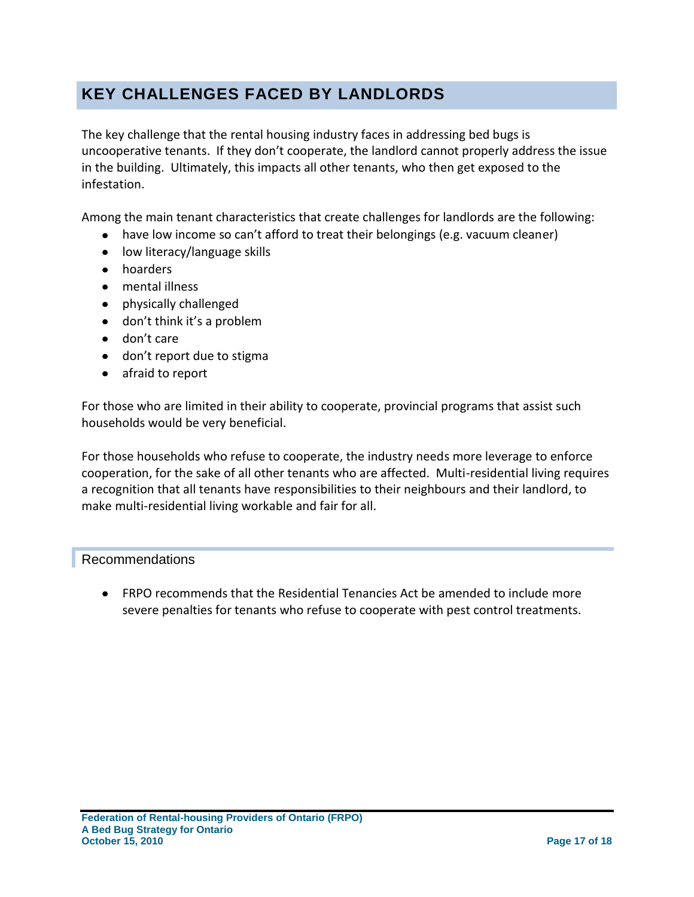## KEY CHALLENGES FACED BY LANDLORDS

The key challenge that the rental housing industry faces in addressing bed bugs is uncooperative tenants. If they don't cooperate, the landlord cannot properly address the issue in the building. Ultimately, this impacts all other tenants, who then get exposed to the infestation.

Among the main tenant characteristics that create challenges for landlords are the following:

- have low income so can't afford to treat their belongings (e.g. vacuum cleaner)
- low literacy/language skills
- hoarders
- mental illness
- physically challenged
- don't think it's a problem
- don't care
- don't report due to stigma
- afraid to report

For those who are limited in their ability to cooperate, provincial programs that assist such households would be very beneficial.

For those households who refuse to cooperate, the industry needs more leverage to enforce cooperation, for the sake of all other tenants who are affected. Multi-residential living requires a recognition that all tenants have responsibilities to their neighbours and their landlord, to make multi-residential living workable and fair for all.

### Recommendations

- FRPO recommends that the Residential Tenancies Act be amended to include more severe penalties for tenants who refuse to cooperate with pest control treatments.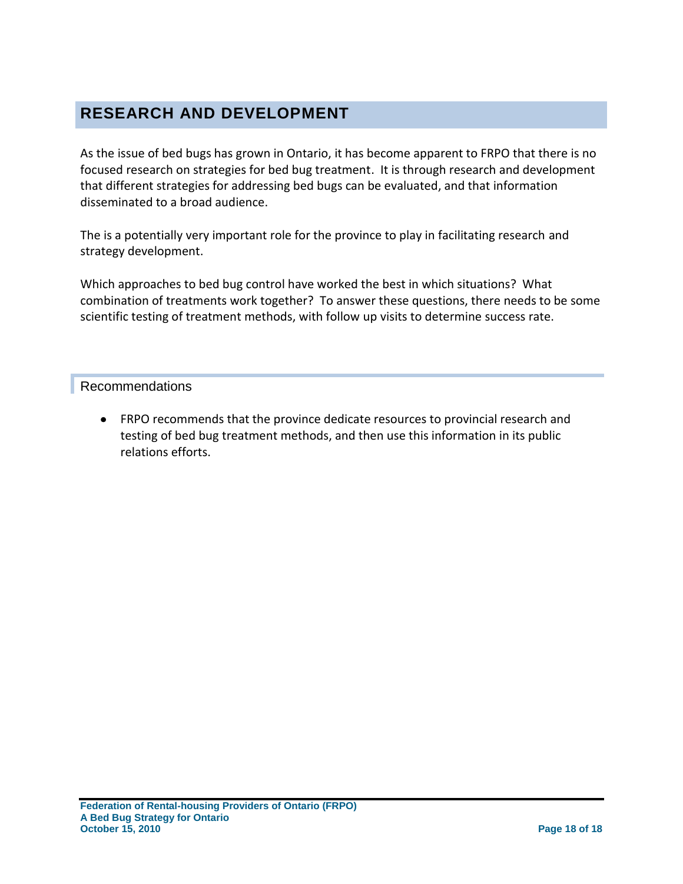## RESEARCH AND DEVELOPMENT

As the issue of bed bugs has grown in Ontario, it has become apparent to FRPO that there is no focused research on strategies for bed bug treatment. It is through research and development that different strategies for addressing bed bugs can be evaluated, and that information disseminated to a broad audience.

The is a potentially very important role for the province to play in facilitating research and strategy development.

Which approaches to bed bug control have worked the best in which situations? What combination of treatments work together? To answer these questions, there needs to be some scientific testing of treatment methods, with follow up visits to determine success rate.

### Recommendations

- FRPO recommends that the province dedicate resources to provincial research and testing of bed bug treatment methods, and then use this information in its public relations efforts.